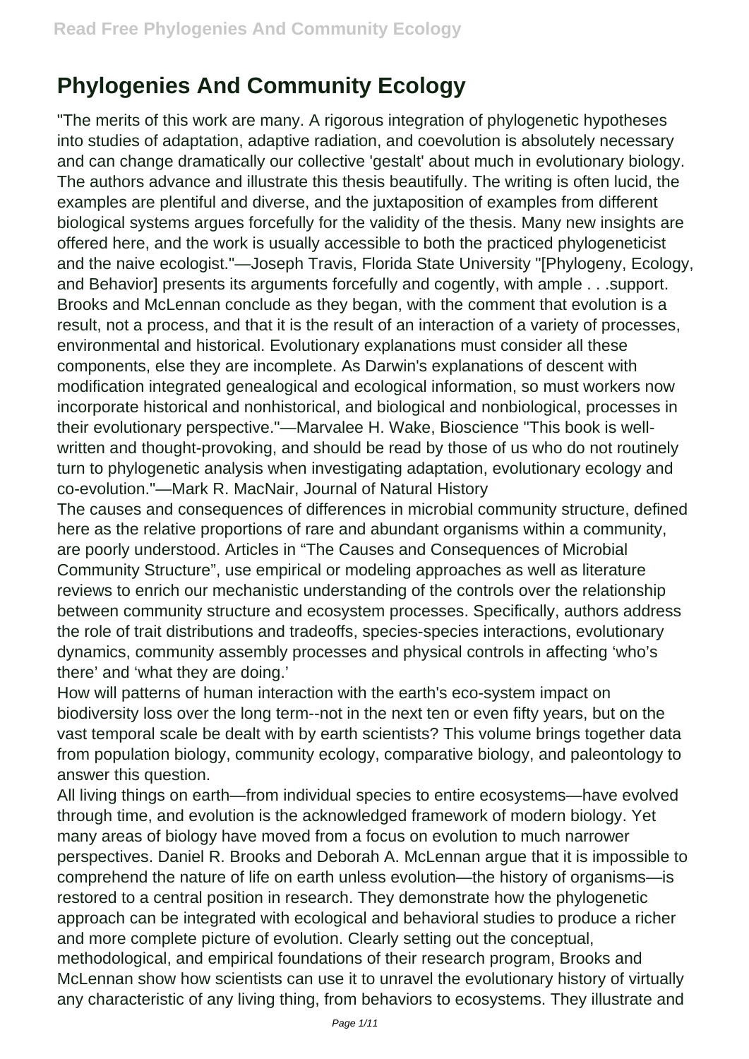# Phylogenies And Community Ecology

"The merits of this work are many. A rigorous integration of phylogenetic hypotheses into studies of adaptation, adaptive radiation, and coevolution is absolutely necessary and can change dramatically our collective 'gestalt' about much in evolutionary biology. The authors advance and illustrate this thesis beautifully. The writing is often lucid, the examples are plentiful and diverse, and the juxtaposition of examples from different biological systems argues forcefully for the validity of the thesis. Many new insights are offered here, and the work is usually accessible to both the practiced phylogeneticist and the naive ecologist."—Joseph Travis, Florida State University "[Phylogeny, Ecology, and Behavior] presents its arguments forcefully and cogently, with ample . . .support. Brooks and McLennan conclude as they began, with the comment that evolution is a result, not a process, and that it is the result of an interaction of a variety of processes, environmental and historical. Evolutionary explanations must consider all these components, else they are incomplete. As Darwin's explanations of descent with modification integrated genealogical and ecological information, so must workers now incorporate historical and nonhistorical, and biological and nonbiological, processes in their evolutionary perspective."—Marvalee H. Wake, Bioscience "This book is well-written and thought-provoking, and should be read by those of us who do not routinely turn to phylogenetic analysis when investigating adaptation, evolutionary ecology and co-evolution."—Mark R. MacNair, Journal of Natural History

The causes and consequences of differences in microbial community structure, defined here as the relative proportions of rare and abundant organisms within a community, are poorly understood. Articles in "The Causes and Consequences of Microbial Community Structure", use empirical or modeling approaches as well as literature reviews to enrich our mechanistic understanding of the controls over the relationship between community structure and ecosystem processes. Specifically, authors address the role of trait distributions and tradeoffs, species-species interactions, evolutionary dynamics, community assembly processes and physical controls in affecting 'who's there' and 'what they are doing.'

How will patterns of human interaction with the earth's eco-system impact on biodiversity loss over the long term--not in the next ten or even fifty years, but on the vast temporal scale be dealt with by earth scientists? This volume brings together data from population biology, community ecology, comparative biology, and paleontology to answer this question.

All living things on earth—from individual species to entire ecosystems—have evolved through time, and evolution is the acknowledged framework of modern biology. Yet many areas of biology have moved from a focus on evolution to much narrower perspectives. Daniel R. Brooks and Deborah A. McLennan argue that it is impossible to comprehend the nature of life on earth unless evolution—the history of organisms—is restored to a central position in research. They demonstrate how the phylogenetic approach can be integrated with ecological and behavioral studies to produce a richer and more complete picture of evolution. Clearly setting out the conceptual, methodological, and empirical foundations of their research program, Brooks and McLennan show how scientists can use it to unravel the evolutionary history of virtually any characteristic of any living thing, from behaviors to ecosystems. They illustrate and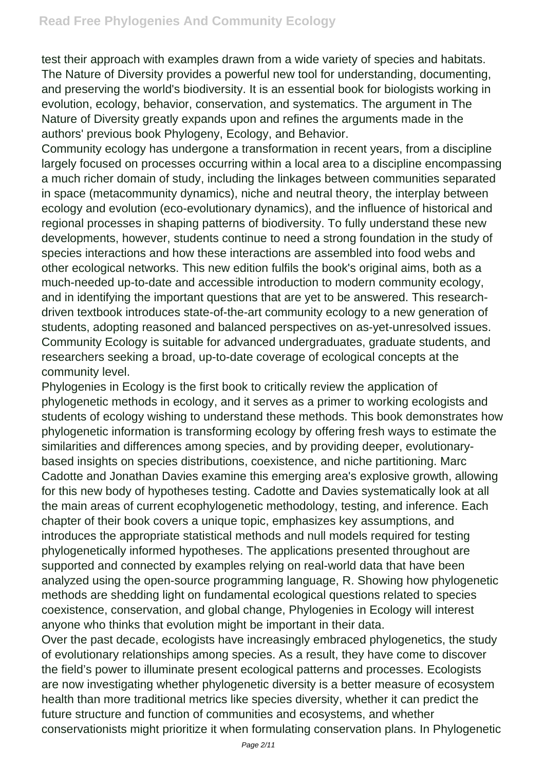test their approach with examples drawn from a wide variety of species and habitats. The Nature of Diversity provides a powerful new tool for understanding, documenting, and preserving the world's biodiversity. It is an essential book for biologists working in evolution, ecology, behavior, conservation, and systematics. The argument in The Nature of Diversity greatly expands upon and refines the arguments made in the authors' previous book Phylogeny, Ecology, and Behavior.

Community ecology has undergone a transformation in recent years, from a discipline largely focused on processes occurring within a local area to a discipline encompassing a much richer domain of study, including the linkages between communities separated in space (metacommunity dynamics), niche and neutral theory, the interplay between ecology and evolution (eco-evolutionary dynamics), and the influence of historical and regional processes in shaping patterns of biodiversity. To fully understand these new developments, however, students continue to need a strong foundation in the study of species interactions and how these interactions are assembled into food webs and other ecological networks. This new edition fulfils the book's original aims, both as a much-needed up-to-date and accessible introduction to modern community ecology, and in identifying the important questions that are yet to be answered. This research-driven textbook introduces state-of-the-art community ecology to a new generation of students, adopting reasoned and balanced perspectives on as-yet-unresolved issues. Community Ecology is suitable for advanced undergraduates, graduate students, and researchers seeking a broad, up-to-date coverage of ecological concepts at the community level.

Phylogenies in Ecology is the first book to critically review the application of phylogenetic methods in ecology, and it serves as a primer to working ecologists and students of ecology wishing to understand these methods. This book demonstrates how phylogenetic information is transforming ecology by offering fresh ways to estimate the similarities and differences among species, and by providing deeper, evolutionary-based insights on species distributions, coexistence, and niche partitioning. Marc Cadotte and Jonathan Davies examine this emerging area's explosive growth, allowing for this new body of hypotheses testing. Cadotte and Davies systematically look at all the main areas of current ecophylogenetic methodology, testing, and inference. Each chapter of their book covers a unique topic, emphasizes key assumptions, and introduces the appropriate statistical methods and null models required for testing phylogenetically informed hypotheses. The applications presented throughout are supported and connected by examples relying on real-world data that have been analyzed using the open-source programming language, R. Showing how phylogenetic methods are shedding light on fundamental ecological questions related to species coexistence, conservation, and global change, Phylogenies in Ecology will interest anyone who thinks that evolution might be important in their data.

Over the past decade, ecologists have increasingly embraced phylogenetics, the study of evolutionary relationships among species. As a result, they have come to discover the field's power to illuminate present ecological patterns and processes. Ecologists are now investigating whether phylogenetic diversity is a better measure of ecosystem health than more traditional metrics like species diversity, whether it can predict the future structure and function of communities and ecosystems, and whether conservationists might prioritize it when formulating conservation plans. In Phylogenetic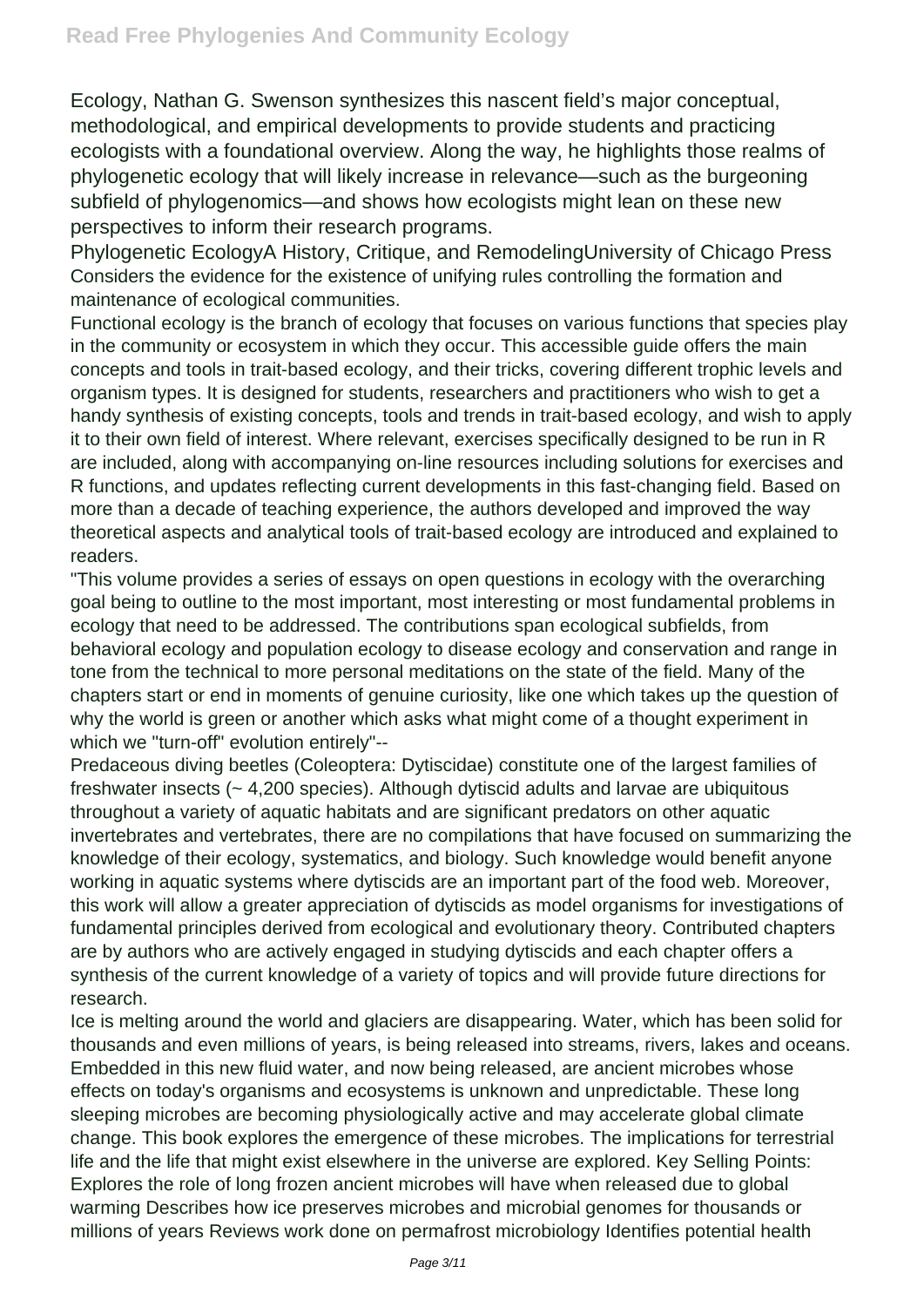Ecology, Nathan G. Swenson synthesizes this nascent field's major conceptual, methodological, and empirical developments to provide students and practicing ecologists with a foundational overview. Along the way, he highlights those realms of phylogenetic ecology that will likely increase in relevance—such as the burgeoning subfield of phylogenomics—and shows how ecologists might lean on these new perspectives to inform their research programs.

Phylogenetic EcologyA History, Critique, and RemodelingUniversity of Chicago Press
Considers the evidence for the existence of unifying rules controlling the formation and maintenance of ecological communities.

Functional ecology is the branch of ecology that focuses on various functions that species play in the community or ecosystem in which they occur. This accessible guide offers the main concepts and tools in trait-based ecology, and their tricks, covering different trophic levels and organism types. It is designed for students, researchers and practitioners who wish to get a handy synthesis of existing concepts, tools and trends in trait-based ecology, and wish to apply it to their own field of interest. Where relevant, exercises specifically designed to be run in R are included, along with accompanying on-line resources including solutions for exercises and R functions, and updates reflecting current developments in this fast-changing field. Based on more than a decade of teaching experience, the authors developed and improved the way theoretical aspects and analytical tools of trait-based ecology are introduced and explained to readers.

"This volume provides a series of essays on open questions in ecology with the overarching goal being to outline to the most important, most interesting or most fundamental problems in ecology that need to be addressed. The contributions span ecological subfields, from behavioral ecology and population ecology to disease ecology and conservation and range in tone from the technical to more personal meditations on the state of the field. Many of the chapters start or end in moments of genuine curiosity, like one which takes up the question of why the world is green or another which asks what might come of a thought experiment in which we "turn-off" evolution entirely"--

Predaceous diving beetles (Coleoptera: Dytiscidae) constitute one of the largest families of freshwater insects (~ 4,200 species). Although dytiscid adults and larvae are ubiquitous throughout a variety of aquatic habitats and are significant predators on other aquatic invertebrates and vertebrates, there are no compilations that have focused on summarizing the knowledge of their ecology, systematics, and biology. Such knowledge would benefit anyone working in aquatic systems where dytiscids are an important part of the food web. Moreover, this work will allow a greater appreciation of dytiscids as model organisms for investigations of fundamental principles derived from ecological and evolutionary theory. Contributed chapters are by authors who are actively engaged in studying dytiscids and each chapter offers a synthesis of the current knowledge of a variety of topics and will provide future directions for research.

Ice is melting around the world and glaciers are disappearing. Water, which has been solid for thousands and even millions of years, is being released into streams, rivers, lakes and oceans. Embedded in this new fluid water, and now being released, are ancient microbes whose effects on today's organisms and ecosystems is unknown and unpredictable. These long sleeping microbes are becoming physiologically active and may accelerate global climate change. This book explores the emergence of these microbes. The implications for terrestrial life and the life that might exist elsewhere in the universe are explored. Key Selling Points: Explores the role of long frozen ancient microbes will have when released due to global warming Describes how ice preserves microbes and microbial genomes for thousands or millions of years Reviews work done on permafrost microbiology Identifies potential health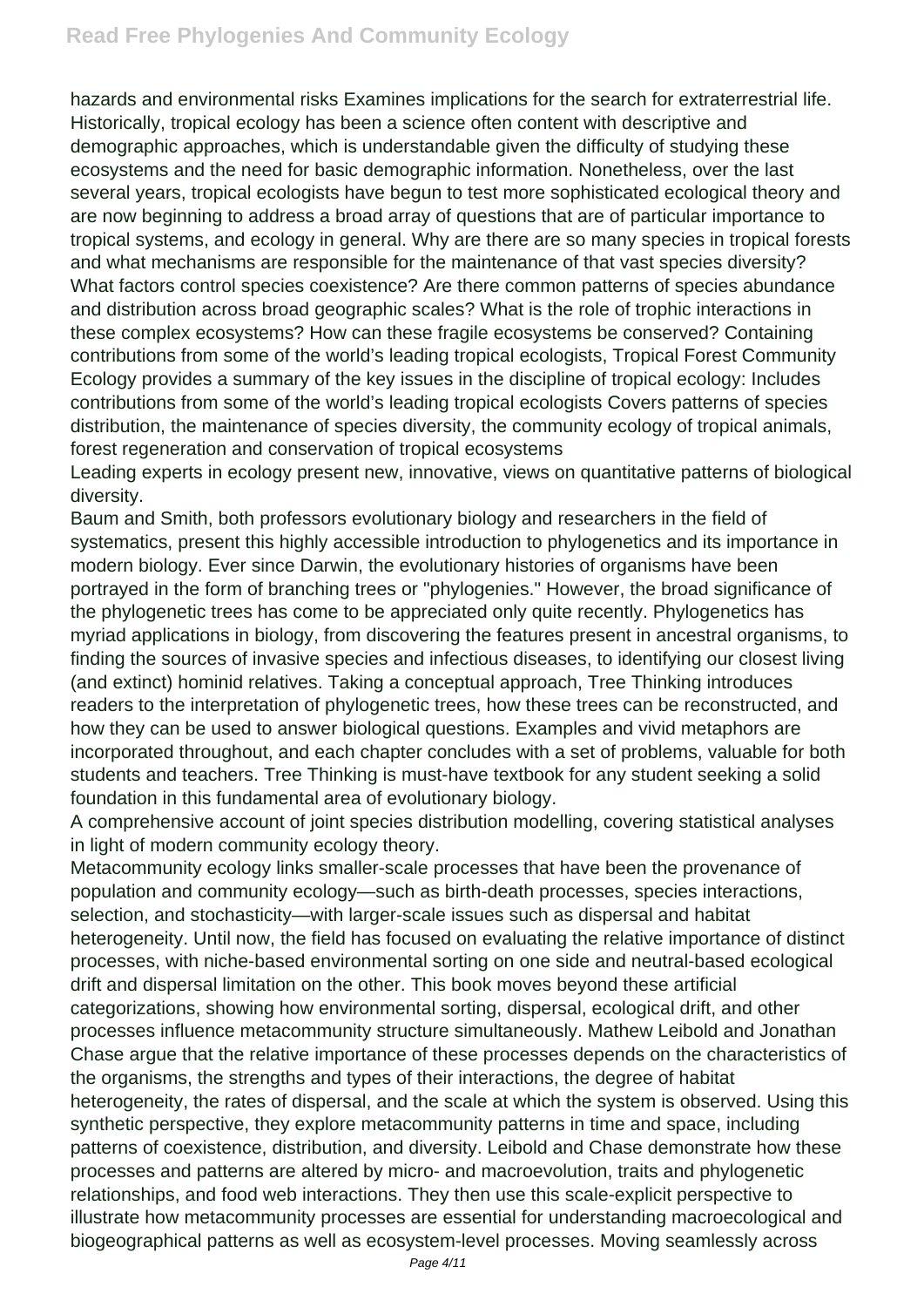hazards and environmental risks Examines implications for the search for extraterrestrial life.
Historically, tropical ecology has been a science often content with descriptive and demographic approaches, which is understandable given the difficulty of studying these ecosystems and the need for basic demographic information. Nonetheless, over the last several years, tropical ecologists have begun to test more sophisticated ecological theory and are now beginning to address a broad array of questions that are of particular importance to tropical systems, and ecology in general. Why are there are so many species in tropical forests and what mechanisms are responsible for the maintenance of that vast species diversity? What factors control species coexistence? Are there common patterns of species abundance and distribution across broad geographic scales? What is the role of trophic interactions in these complex ecosystems? How can these fragile ecosystems be conserved? Containing contributions from some of the world's leading tropical ecologists, Tropical Forest Community Ecology provides a summary of the key issues in the discipline of tropical ecology: Includes contributions from some of the world's leading tropical ecologists Covers patterns of species distribution, the maintenance of species diversity, the community ecology of tropical animals, forest regeneration and conservation of tropical ecosystems

Leading experts in ecology present new, innovative, views on quantitative patterns of biological diversity.

Baum and Smith, both professors evolutionary biology and researchers in the field of systematics, present this highly accessible introduction to phylogenetics and its importance in modern biology. Ever since Darwin, the evolutionary histories of organisms have been portrayed in the form of branching trees or "phylogenies." However, the broad significance of the phylogenetic trees has come to be appreciated only quite recently. Phylogenetics has myriad applications in biology, from discovering the features present in ancestral organisms, to finding the sources of invasive species and infectious diseases, to identifying our closest living (and extinct) hominid relatives. Taking a conceptual approach, Tree Thinking introduces readers to the interpretation of phylogenetic trees, how these trees can be reconstructed, and how they can be used to answer biological questions. Examples and vivid metaphors are incorporated throughout, and each chapter concludes with a set of problems, valuable for both students and teachers. Tree Thinking is must-have textbook for any student seeking a solid foundation in this fundamental area of evolutionary biology.

A comprehensive account of joint species distribution modelling, covering statistical analyses in light of modern community ecology theory.

Metacommunity ecology links smaller-scale processes that have been the provenance of population and community ecology—such as birth-death processes, species interactions, selection, and stochasticity—with larger-scale issues such as dispersal and habitat heterogeneity. Until now, the field has focused on evaluating the relative importance of distinct processes, with niche-based environmental sorting on one side and neutral-based ecological drift and dispersal limitation on the other. This book moves beyond these artificial categorizations, showing how environmental sorting, dispersal, ecological drift, and other processes influence metacommunity structure simultaneously. Mathew Leibold and Jonathan Chase argue that the relative importance of these processes depends on the characteristics of the organisms, the strengths and types of their interactions, the degree of habitat heterogeneity, the rates of dispersal, and the scale at which the system is observed. Using this synthetic perspective, they explore metacommunity patterns in time and space, including patterns of coexistence, distribution, and diversity. Leibold and Chase demonstrate how these processes and patterns are altered by micro- and macroevolution, traits and phylogenetic relationships, and food web interactions. They then use this scale-explicit perspective to illustrate how metacommunity processes are essential for understanding macroecological and biogeographical patterns as well as ecosystem-level processes. Moving seamlessly across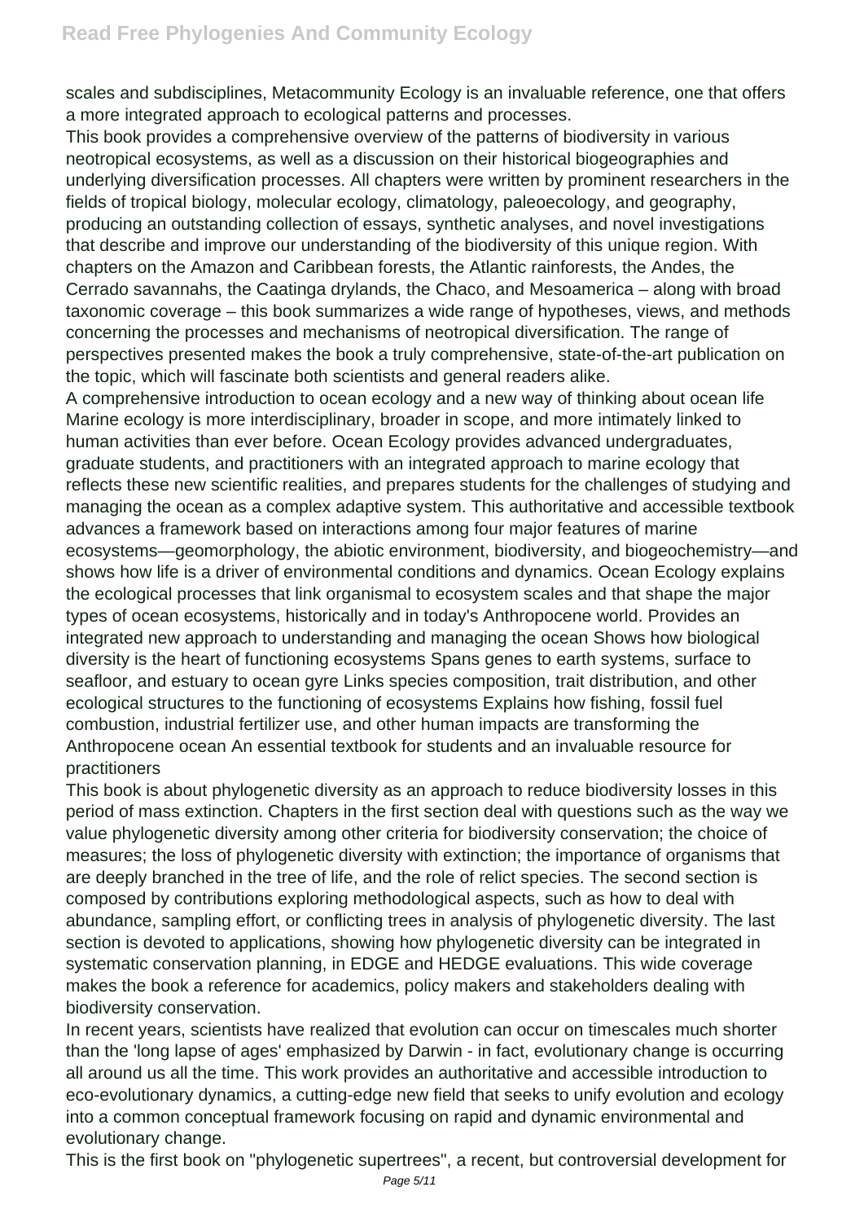scales and subdisciplines, Metacommunity Ecology is an invaluable reference, one that offers a more integrated approach to ecological patterns and processes.

This book provides a comprehensive overview of the patterns of biodiversity in various neotropical ecosystems, as well as a discussion on their historical biogeographies and underlying diversification processes. All chapters were written by prominent researchers in the fields of tropical biology, molecular ecology, climatology, paleoecology, and geography, producing an outstanding collection of essays, synthetic analyses, and novel investigations that describe and improve our understanding of the biodiversity of this unique region. With chapters on the Amazon and Caribbean forests, the Atlantic rainforests, the Andes, the Cerrado savannahs, the Caatinga drylands, the Chaco, and Mesoamerica – along with broad taxonomic coverage – this book summarizes a wide range of hypotheses, views, and methods concerning the processes and mechanisms of neotropical diversification. The range of perspectives presented makes the book a truly comprehensive, state-of-the-art publication on the topic, which will fascinate both scientists and general readers alike.

A comprehensive introduction to ocean ecology and a new way of thinking about ocean life Marine ecology is more interdisciplinary, broader in scope, and more intimately linked to human activities than ever before. Ocean Ecology provides advanced undergraduates, graduate students, and practitioners with an integrated approach to marine ecology that reflects these new scientific realities, and prepares students for the challenges of studying and managing the ocean as a complex adaptive system. This authoritative and accessible textbook advances a framework based on interactions among four major features of marine ecosystems—geomorphology, the abiotic environment, biodiversity, and biogeochemistry—and shows how life is a driver of environmental conditions and dynamics. Ocean Ecology explains the ecological processes that link organismal to ecosystem scales and that shape the major types of ocean ecosystems, historically and in today's Anthropocene world. Provides an integrated new approach to understanding and managing the ocean Shows how biological diversity is the heart of functioning ecosystems Spans genes to earth systems, surface to seafloor, and estuary to ocean gyre Links species composition, trait distribution, and other ecological structures to the functioning of ecosystems Explains how fishing, fossil fuel combustion, industrial fertilizer use, and other human impacts are transforming the Anthropocene ocean An essential textbook for students and an invaluable resource for practitioners

This book is about phylogenetic diversity as an approach to reduce biodiversity losses in this period of mass extinction. Chapters in the first section deal with questions such as the way we value phylogenetic diversity among other criteria for biodiversity conservation; the choice of measures; the loss of phylogenetic diversity with extinction; the importance of organisms that are deeply branched in the tree of life, and the role of relict species. The second section is composed by contributions exploring methodological aspects, such as how to deal with abundance, sampling effort, or conflicting trees in analysis of phylogenetic diversity. The last section is devoted to applications, showing how phylogenetic diversity can be integrated in systematic conservation planning, in EDGE and HEDGE evaluations. This wide coverage makes the book a reference for academics, policy makers and stakeholders dealing with biodiversity conservation.

In recent years, scientists have realized that evolution can occur on timescales much shorter than the 'long lapse of ages' emphasized by Darwin - in fact, evolutionary change is occurring all around us all the time. This work provides an authoritative and accessible introduction to eco-evolutionary dynamics, a cutting-edge new field that seeks to unify evolution and ecology into a common conceptual framework focusing on rapid and dynamic environmental and evolutionary change.

This is the first book on "phylogenetic supertrees", a recent, but controversial development for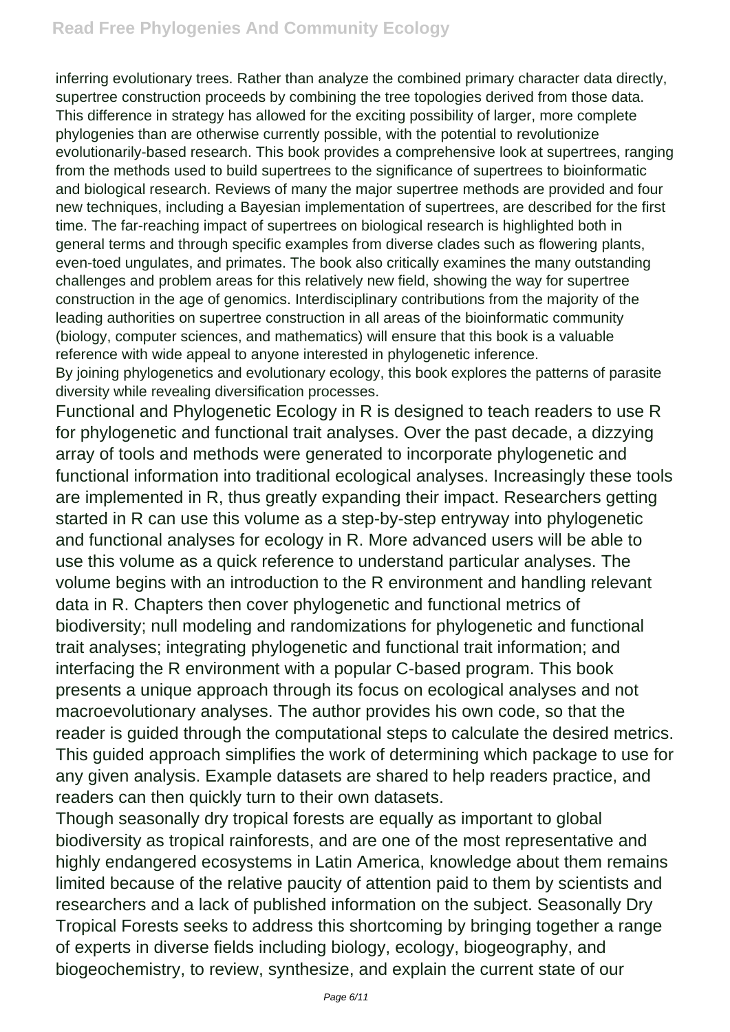inferring evolutionary trees. Rather than analyze the combined primary character data directly, supertree construction proceeds by combining the tree topologies derived from those data. This difference in strategy has allowed for the exciting possibility of larger, more complete phylogenies than are otherwise currently possible, with the potential to revolutionize evolutionarily-based research. This book provides a comprehensive look at supertrees, ranging from the methods used to build supertrees to the significance of supertrees to bioinformatic and biological research. Reviews of many the major supertree methods are provided and four new techniques, including a Bayesian implementation of supertrees, are described for the first time. The far-reaching impact of supertrees on biological research is highlighted both in general terms and through specific examples from diverse clades such as flowering plants, even-toed ungulates, and primates. The book also critically examines the many outstanding challenges and problem areas for this relatively new field, showing the way for supertree construction in the age of genomics. Interdisciplinary contributions from the majority of the leading authorities on supertree construction in all areas of the bioinformatic community (biology, computer sciences, and mathematics) will ensure that this book is a valuable reference with wide appeal to anyone interested in phylogenetic inference.

By joining phylogenetics and evolutionary ecology, this book explores the patterns of parasite diversity while revealing diversification processes.

Functional and Phylogenetic Ecology in R is designed to teach readers to use R for phylogenetic and functional trait analyses. Over the past decade, a dizzying array of tools and methods were generated to incorporate phylogenetic and functional information into traditional ecological analyses. Increasingly these tools are implemented in R, thus greatly expanding their impact. Researchers getting started in R can use this volume as a step-by-step entryway into phylogenetic and functional analyses for ecology in R. More advanced users will be able to use this volume as a quick reference to understand particular analyses. The volume begins with an introduction to the R environment and handling relevant data in R. Chapters then cover phylogenetic and functional metrics of biodiversity; null modeling and randomizations for phylogenetic and functional trait analyses; integrating phylogenetic and functional trait information; and interfacing the R environment with a popular C-based program. This book presents a unique approach through its focus on ecological analyses and not macroevolutionary analyses. The author provides his own code, so that the reader is guided through the computational steps to calculate the desired metrics. This guided approach simplifies the work of determining which package to use for any given analysis. Example datasets are shared to help readers practice, and readers can then quickly turn to their own datasets.

Though seasonally dry tropical forests are equally as important to global biodiversity as tropical rainforests, and are one of the most representative and highly endangered ecosystems in Latin America, knowledge about them remains limited because of the relative paucity of attention paid to them by scientists and researchers and a lack of published information on the subject. Seasonally Dry Tropical Forests seeks to address this shortcoming by bringing together a range of experts in diverse fields including biology, ecology, biogeography, and biogeochemistry, to review, synthesize, and explain the current state of our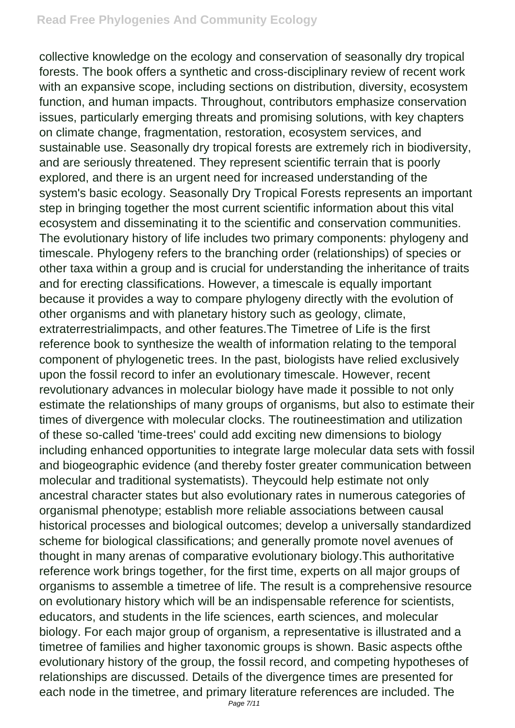collective knowledge on the ecology and conservation of seasonally dry tropical forests. The book offers a synthetic and cross-disciplinary review of recent work with an expansive scope, including sections on distribution, diversity, ecosystem function, and human impacts. Throughout, contributors emphasize conservation issues, particularly emerging threats and promising solutions, with key chapters on climate change, fragmentation, restoration, ecosystem services, and sustainable use. Seasonally dry tropical forests are extremely rich in biodiversity, and are seriously threatened. They represent scientific terrain that is poorly explored, and there is an urgent need for increased understanding of the system's basic ecology. Seasonally Dry Tropical Forests represents an important step in bringing together the most current scientific information about this vital ecosystem and disseminating it to the scientific and conservation communities. The evolutionary history of life includes two primary components: phylogeny and timescale. Phylogeny refers to the branching order (relationships) of species or other taxa within a group and is crucial for understanding the inheritance of traits and for erecting classifications. However, a timescale is equally important because it provides a way to compare phylogeny directly with the evolution of other organisms and with planetary history such as geology, climate, extraterrestrialimpacts, and other features.The Timetree of Life is the first reference book to synthesize the wealth of information relating to the temporal component of phylogenetic trees. In the past, biologists have relied exclusively upon the fossil record to infer an evolutionary timescale. However, recent revolutionary advances in molecular biology have made it possible to not only estimate the relationships of many groups of organisms, but also to estimate their times of divergence with molecular clocks. The routineestimation and utilization of these so-called 'time-trees' could add exciting new dimensions to biology including enhanced opportunities to integrate large molecular data sets with fossil and biogeographic evidence (and thereby foster greater communication between molecular and traditional systematists). Theycould help estimate not only ancestral character states but also evolutionary rates in numerous categories of organismal phenotype; establish more reliable associations between causal historical processes and biological outcomes; develop a universally standardized scheme for biological classifications; and generally promote novel avenues of thought in many arenas of comparative evolutionary biology.This authoritative reference work brings together, for the first time, experts on all major groups of organisms to assemble a timetree of life. The result is a comprehensive resource on evolutionary history which will be an indispensable reference for scientists, educators, and students in the life sciences, earth sciences, and molecular biology. For each major group of organism, a representative is illustrated and a timetree of families and higher taxonomic groups is shown. Basic aspects ofthe evolutionary history of the group, the fossil record, and competing hypotheses of relationships are discussed. Details of the divergence times are presented for each node in the timetree, and primary literature references are included. The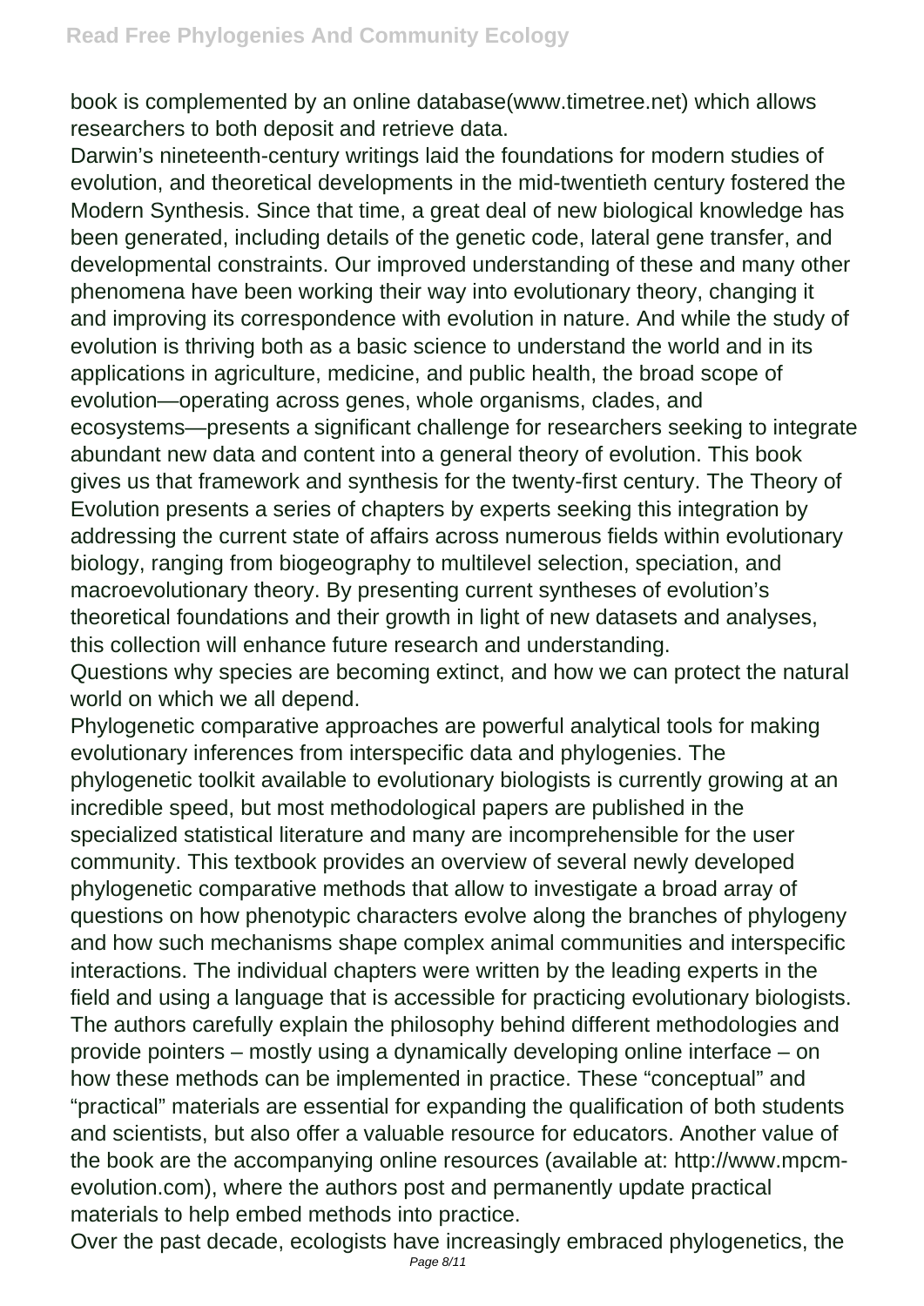book is complemented by an online database(www.timetree.net) which allows researchers to both deposit and retrieve data.

Darwin's nineteenth-century writings laid the foundations for modern studies of evolution, and theoretical developments in the mid-twentieth century fostered the Modern Synthesis. Since that time, a great deal of new biological knowledge has been generated, including details of the genetic code, lateral gene transfer, and developmental constraints. Our improved understanding of these and many other phenomena have been working their way into evolutionary theory, changing it and improving its correspondence with evolution in nature. And while the study of evolution is thriving both as a basic science to understand the world and in its applications in agriculture, medicine, and public health, the broad scope of evolution—operating across genes, whole organisms, clades, and ecosystems—presents a significant challenge for researchers seeking to integrate abundant new data and content into a general theory of evolution. This book gives us that framework and synthesis for the twenty-first century. The Theory of Evolution presents a series of chapters by experts seeking this integration by addressing the current state of affairs across numerous fields within evolutionary biology, ranging from biogeography to multilevel selection, speciation, and macroevolutionary theory. By presenting current syntheses of evolution's theoretical foundations and their growth in light of new datasets and analyses, this collection will enhance future research and understanding.

Questions why species are becoming extinct, and how we can protect the natural world on which we all depend.

Phylogenetic comparative approaches are powerful analytical tools for making evolutionary inferences from interspecific data and phylogenies. The phylogenetic toolkit available to evolutionary biologists is currently growing at an incredible speed, but most methodological papers are published in the specialized statistical literature and many are incomprehensible for the user community. This textbook provides an overview of several newly developed phylogenetic comparative methods that allow to investigate a broad array of questions on how phenotypic characters evolve along the branches of phylogeny and how such mechanisms shape complex animal communities and interspecific interactions. The individual chapters were written by the leading experts in the field and using a language that is accessible for practicing evolutionary biologists. The authors carefully explain the philosophy behind different methodologies and provide pointers – mostly using a dynamically developing online interface – on how these methods can be implemented in practice. These "conceptual" and "practical" materials are essential for expanding the qualification of both students and scientists, but also offer a valuable resource for educators. Another value of the book are the accompanying online resources (available at: http://www.mpcm-evolution.com), where the authors post and permanently update practical materials to help embed methods into practice.

Over the past decade, ecologists have increasingly embraced phylogenetics, the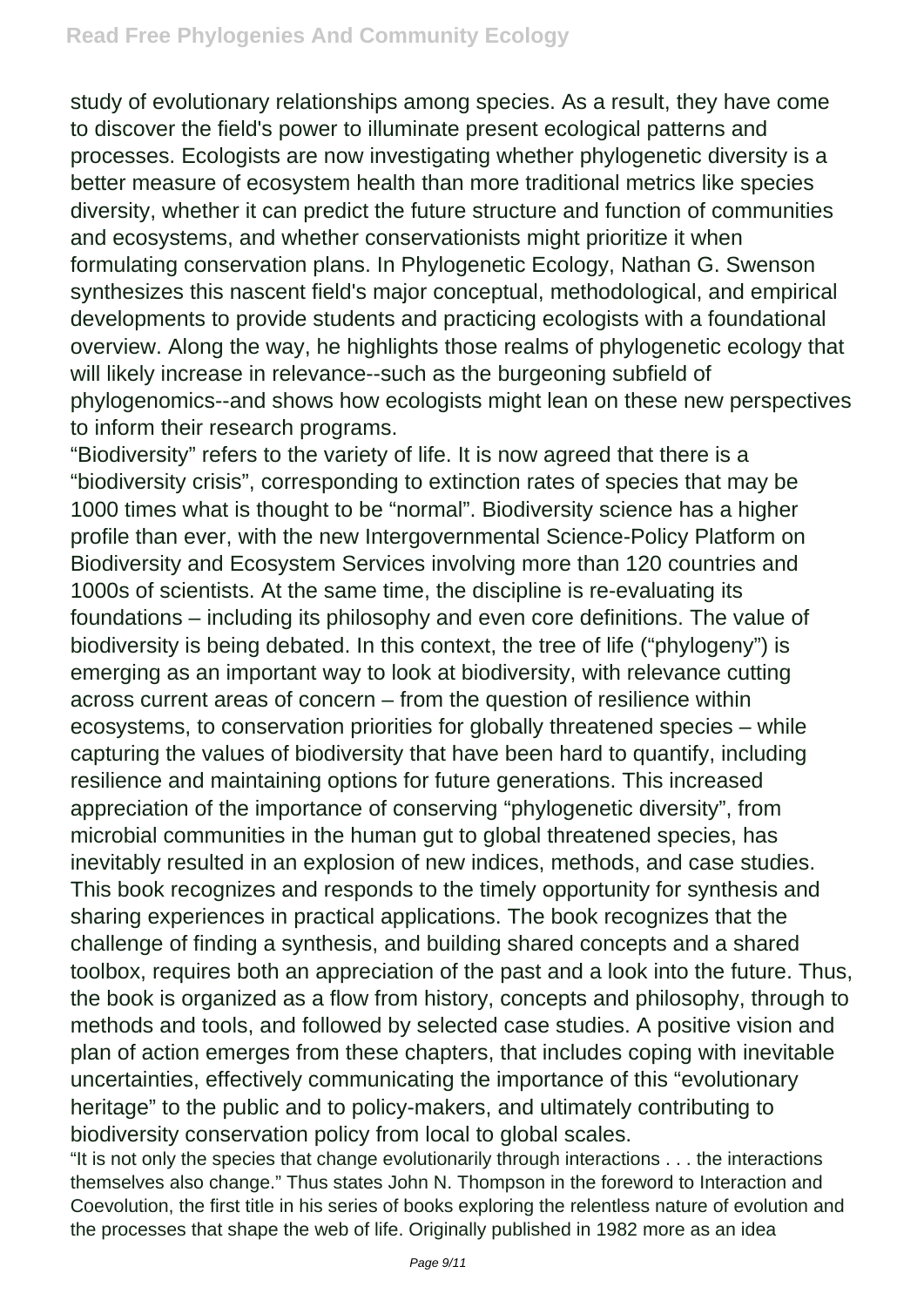study of evolutionary relationships among species. As a result, they have come to discover the field's power to illuminate present ecological patterns and processes. Ecologists are now investigating whether phylogenetic diversity is a better measure of ecosystem health than more traditional metrics like species diversity, whether it can predict the future structure and function of communities and ecosystems, and whether conservationists might prioritize it when formulating conservation plans. In Phylogenetic Ecology, Nathan G. Swenson synthesizes this nascent field's major conceptual, methodological, and empirical developments to provide students and practicing ecologists with a foundational overview. Along the way, he highlights those realms of phylogenetic ecology that will likely increase in relevance--such as the burgeoning subfield of phylogenomics--and shows how ecologists might lean on these new perspectives to inform their research programs.

“Biodiversity” refers to the variety of life. It is now agreed that there is a “biodiversity crisis”, corresponding to extinction rates of species that may be 1000 times what is thought to be “normal”. Biodiversity science has a higher profile than ever, with the new Intergovernmental Science-Policy Platform on Biodiversity and Ecosystem Services involving more than 120 countries and 1000s of scientists. At the same time, the discipline is re-evaluating its foundations – including its philosophy and even core definitions. The value of biodiversity is being debated. In this context, the tree of life (“phylogeny”) is emerging as an important way to look at biodiversity, with relevance cutting across current areas of concern – from the question of resilience within ecosystems, to conservation priorities for globally threatened species – while capturing the values of biodiversity that have been hard to quantify, including resilience and maintaining options for future generations. This increased appreciation of the importance of conserving “phylogenetic diversity”, from microbial communities in the human gut to global threatened species, has inevitably resulted in an explosion of new indices, methods, and case studies. This book recognizes and responds to the timely opportunity for synthesis and sharing experiences in practical applications. The book recognizes that the challenge of finding a synthesis, and building shared concepts and a shared toolbox, requires both an appreciation of the past and a look into the future. Thus, the book is organized as a flow from history, concepts and philosophy, through to methods and tools, and followed by selected case studies. A positive vision and plan of action emerges from these chapters, that includes coping with inevitable uncertainties, effectively communicating the importance of this “evolutionary heritage” to the public and to policy-makers, and ultimately contributing to biodiversity conservation policy from local to global scales.

“It is not only the species that change evolutionarily through interactions . . . the interactions themselves also change.” Thus states John N. Thompson in the foreword to Interaction and Coevolution, the first title in his series of books exploring the relentless nature of evolution and the processes that shape the web of life. Originally published in 1982 more as an idea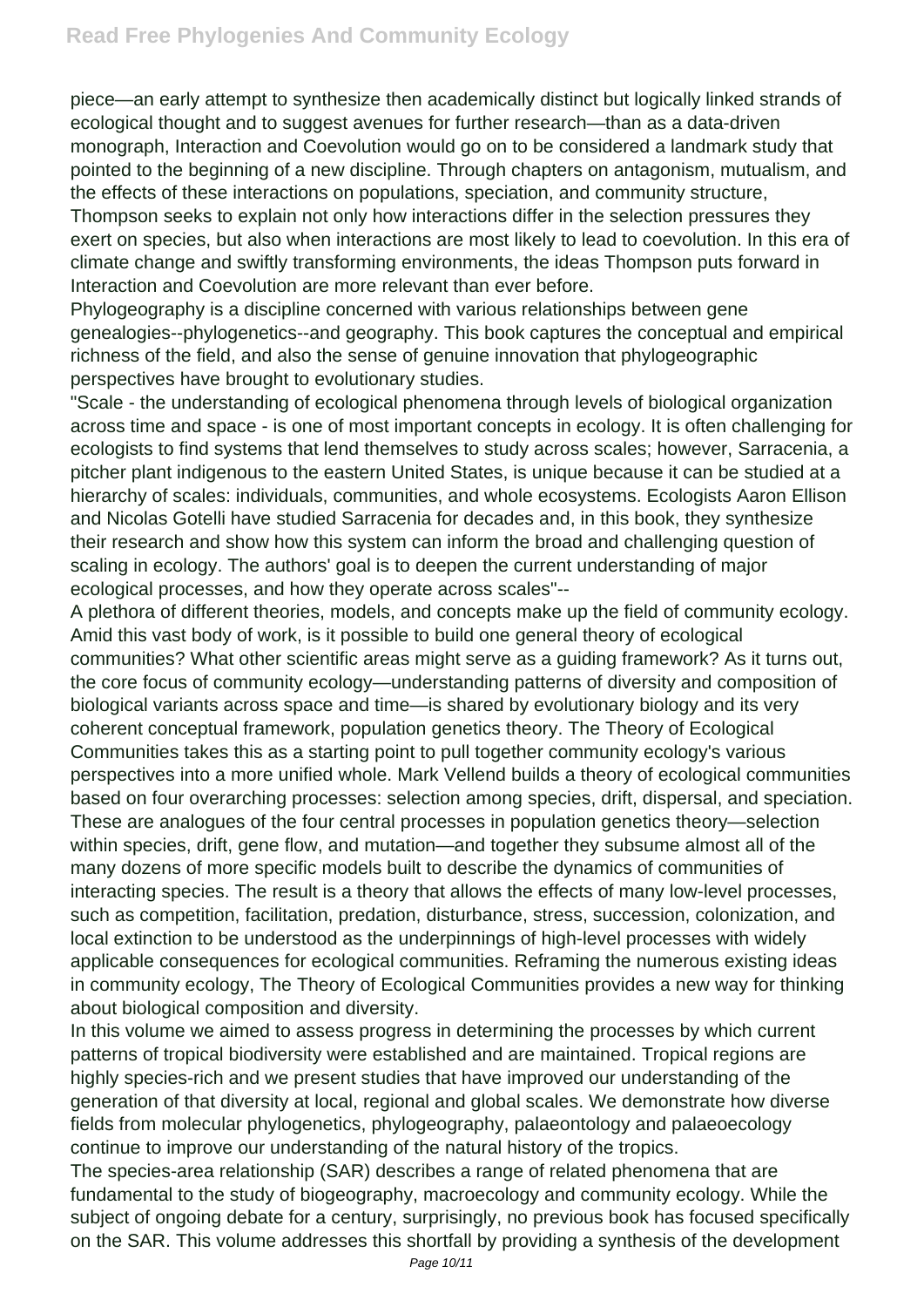piece—an early attempt to synthesize then academically distinct but logically linked strands of ecological thought and to suggest avenues for further research—than as a data-driven monograph, Interaction and Coevolution would go on to be considered a landmark study that pointed to the beginning of a new discipline. Through chapters on antagonism, mutualism, and the effects of these interactions on populations, speciation, and community structure, Thompson seeks to explain not only how interactions differ in the selection pressures they exert on species, but also when interactions are most likely to lead to coevolution. In this era of climate change and swiftly transforming environments, the ideas Thompson puts forward in Interaction and Coevolution are more relevant than ever before.

Phylogeography is a discipline concerned with various relationships between gene genealogies--phylogenetics--and geography. This book captures the conceptual and empirical richness of the field, and also the sense of genuine innovation that phylogeographic perspectives have brought to evolutionary studies.

"Scale - the understanding of ecological phenomena through levels of biological organization across time and space - is one of most important concepts in ecology. It is often challenging for ecologists to find systems that lend themselves to study across scales; however, Sarracenia, a pitcher plant indigenous to the eastern United States, is unique because it can be studied at a hierarchy of scales: individuals, communities, and whole ecosystems. Ecologists Aaron Ellison and Nicolas Gotelli have studied Sarracenia for decades and, in this book, they synthesize their research and show how this system can inform the broad and challenging question of scaling in ecology. The authors' goal is to deepen the current understanding of major ecological processes, and how they operate across scales"--

A plethora of different theories, models, and concepts make up the field of community ecology. Amid this vast body of work, is it possible to build one general theory of ecological communities? What other scientific areas might serve as a guiding framework? As it turns out, the core focus of community ecology—understanding patterns of diversity and composition of biological variants across space and time—is shared by evolutionary biology and its very coherent conceptual framework, population genetics theory. The Theory of Ecological Communities takes this as a starting point to pull together community ecology's various perspectives into a more unified whole. Mark Vellend builds a theory of ecological communities based on four overarching processes: selection among species, drift, dispersal, and speciation. These are analogues of the four central processes in population genetics theory—selection within species, drift, gene flow, and mutation—and together they subsume almost all of the many dozens of more specific models built to describe the dynamics of communities of interacting species. The result is a theory that allows the effects of many low-level processes, such as competition, facilitation, predation, disturbance, stress, succession, colonization, and local extinction to be understood as the underpinnings of high-level processes with widely applicable consequences for ecological communities. Reframing the numerous existing ideas in community ecology, The Theory of Ecological Communities provides a new way for thinking about biological composition and diversity.

In this volume we aimed to assess progress in determining the processes by which current patterns of tropical biodiversity were established and are maintained. Tropical regions are highly species-rich and we present studies that have improved our understanding of the generation of that diversity at local, regional and global scales. We demonstrate how diverse fields from molecular phylogenetics, phylogeography, palaeontology and palaeoecology continue to improve our understanding of the natural history of the tropics.

The species-area relationship (SAR) describes a range of related phenomena that are fundamental to the study of biogeography, macroecology and community ecology. While the subject of ongoing debate for a century, surprisingly, no previous book has focused specifically on the SAR. This volume addresses this shortfall by providing a synthesis of the development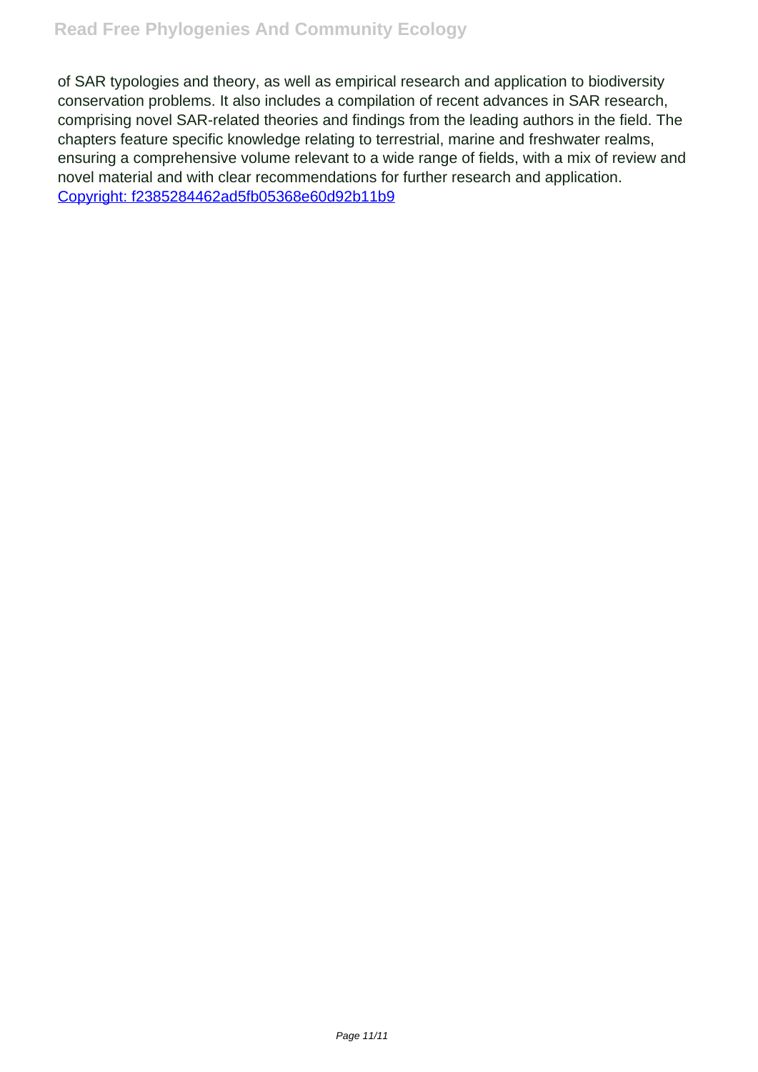of SAR typologies and theory, as well as empirical research and application to biodiversity conservation problems. It also includes a compilation of recent advances in SAR research, comprising novel SAR-related theories and findings from the leading authors in the field. The chapters feature specific knowledge relating to terrestrial, marine and freshwater realms, ensuring a comprehensive volume relevant to a wide range of fields, with a mix of review and novel material and with clear recommendations for further research and application.

Copyright: f2385284462ad5fb05368e60d92b11b9